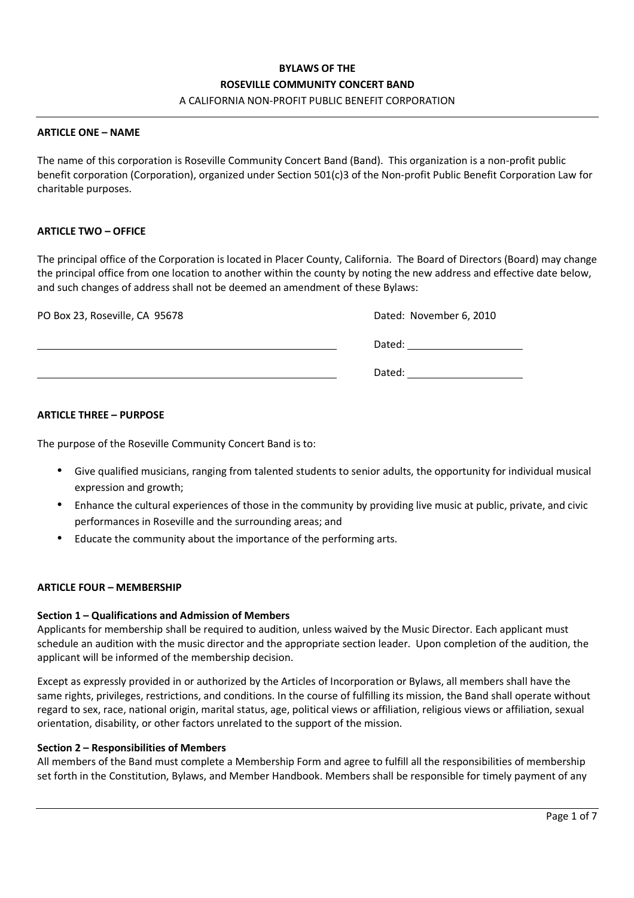**BYLAWS OF THE**
**ROSEVILLE COMMUNITY CONCERT BAND**
A CALIFORNIA NON-PROFIT PUBLIC BENEFIT CORPORATION

---

## ARTICLE ONE – NAME

The name of this corporation is Roseville Community Concert Band (Band). This organization is a non-profit public benefit corporation (Corporation), organized under Section 501(c)3 of the Non-profit Public Benefit Corporation Law for charitable purposes.

## ARTICLE TWO – OFFICE

The principal office of the Corporation is located in Placer County, California. The Board of Directors (Board) may change the principal office from one location to another within the county by noting the new address and effective date below, and such changes of address shall not be deemed an amendment of these Bylaws:

| | |
|---|---|
| PO Box 23, Roseville, CA 95678 | Dated: November 6, 2010 |
| ______________________________ | Dated: ______________ |
| ______________________________ | Dated: ______________ |

## ARTICLE THREE – PURPOSE

The purpose of the Roseville Community Concert Band is to:

- Give qualified musicians, ranging from talented students to senior adults, the opportunity for individual musical expression and growth;
- Enhance the cultural experiences of those in the community by providing live music at public, private, and civic performances in Roseville and the surrounding areas; and
- Educate the community about the importance of the performing arts.

## ARTICLE FOUR – MEMBERSHIP

### Section 1 – Qualifications and Admission of Members

Applicants for membership shall be required to audition, unless waived by the Music Director. Each applicant must schedule an audition with the music director and the appropriate section leader. Upon completion of the audition, the applicant will be informed of the membership decision.

Except as expressly provided in or authorized by the Articles of Incorporation or Bylaws, all members shall have the same rights, privileges, restrictions, and conditions. In the course of fulfilling its mission, the Band shall operate without regard to sex, race, national origin, marital status, age, political views or affiliation, religious views or affiliation, sexual orientation, disability, or other factors unrelated to the support of the mission.

### Section 2 – Responsibilities of Members

All members of the Band must complete a Membership Form and agree to fulfill all the responsibilities of membership set forth in the Constitution, Bylaws, and Member Handbook. Members shall be responsible for timely payment of any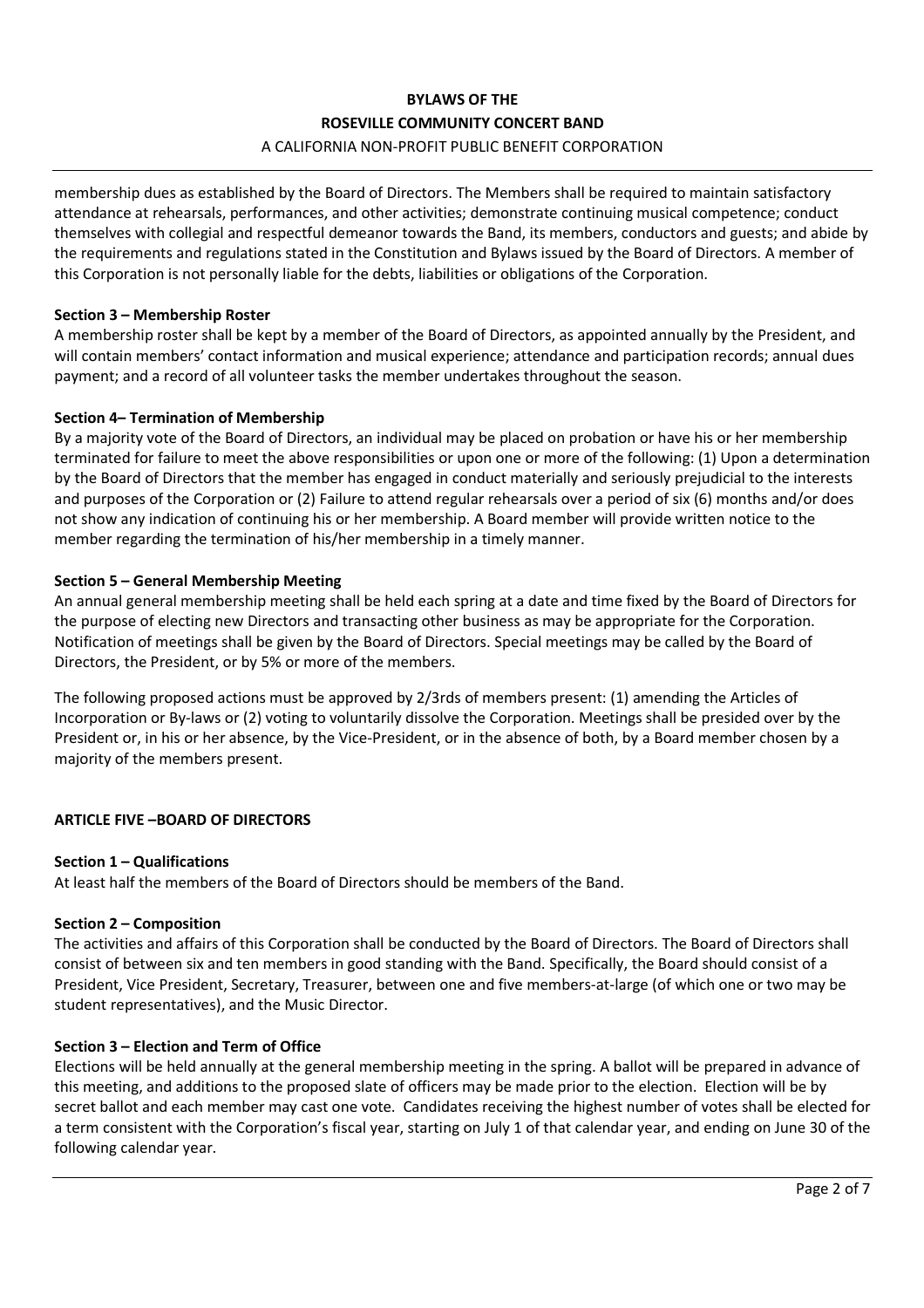membership dues as established by the Board of Directors. The Members shall be required to maintain satisfactory attendance at rehearsals, performances, and other activities; demonstrate continuing musical competence; conduct themselves with collegial and respectful demeanor towards the Band, its members, conductors and guests; and abide by the requirements and regulations stated in the Constitution and Bylaws issued by the Board of Directors. A member of this Corporation is not personally liable for the debts, liabilities or obligations of the Corporation.

**Section 3 – Membership Roster**

A membership roster shall be kept by a member of the Board of Directors, as appointed annually by the President, and will contain members' contact information and musical experience; attendance and participation records; annual dues payment; and a record of all volunteer tasks the member undertakes throughout the season.

**Section 4– Termination of Membership**

By a majority vote of the Board of Directors, an individual may be placed on probation or have his or her membership terminated for failure to meet the above responsibilities or upon one or more of the following: (1) Upon a determination by the Board of Directors that the member has engaged in conduct materially and seriously prejudicial to the interests and purposes of the Corporation or (2) Failure to attend regular rehearsals over a period of six (6) months and/or does not show any indication of continuing his or her membership. A Board member will provide written notice to the member regarding the termination of his/her membership in a timely manner.

**Section 5 – General Membership Meeting**

An annual general membership meeting shall be held each spring at a date and time fixed by the Board of Directors for the purpose of electing new Directors and transacting other business as may be appropriate for the Corporation. Notification of meetings shall be given by the Board of Directors. Special meetings may be called by the Board of Directors, the President, or by 5% or more of the members.

The following proposed actions must be approved by 2/3rds of members present: (1) amending the Articles of Incorporation or By-laws or (2) voting to voluntarily dissolve the Corporation. Meetings shall be presided over by the President or, in his or her absence, by the Vice-President, or in the absence of both, by a Board member chosen by a majority of the members present.

## ARTICLE FIVE –BOARD OF DIRECTORS

**Section 1 – Qualifications**

At least half the members of the Board of Directors should be members of the Band.

**Section 2 – Composition**

The activities and affairs of this Corporation shall be conducted by the Board of Directors. The Board of Directors shall consist of between six and ten members in good standing with the Band. Specifically, the Board should consist of a President, Vice President, Secretary, Treasurer, between one and five members-at-large (of which one or two may be student representatives), and the Music Director.

**Section 3 – Election and Term of Office**

Elections will be held annually at the general membership meeting in the spring. A ballot will be prepared in advance of this meeting, and additions to the proposed slate of officers may be made prior to the election. Election will be by secret ballot and each member may cast one vote. Candidates receiving the highest number of votes shall be elected for a term consistent with the Corporation's fiscal year, starting on July 1 of that calendar year, and ending on June 30 of the following calendar year.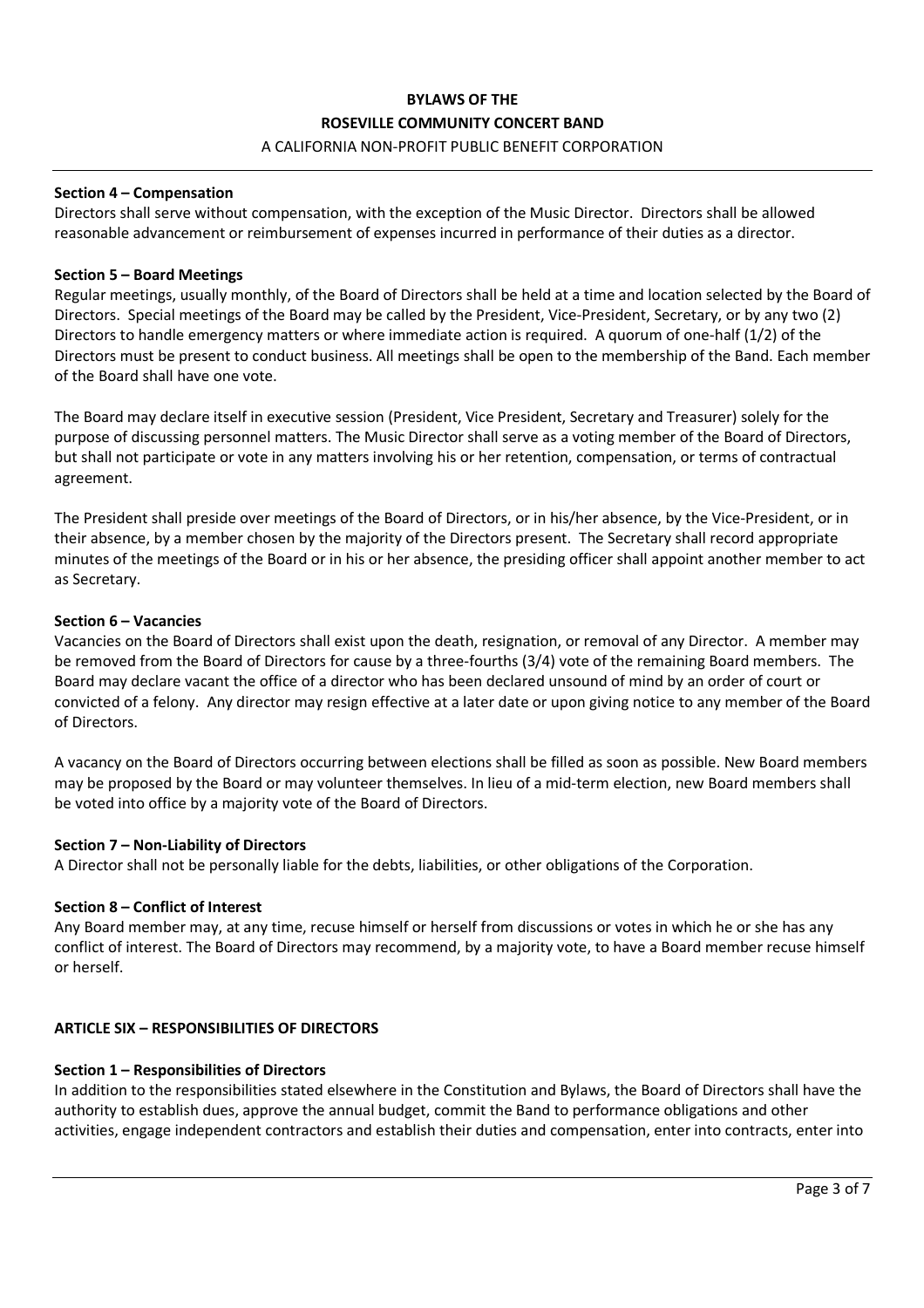### Section 4 – Compensation

Directors shall serve without compensation, with the exception of the Music Director. Directors shall be allowed reasonable advancement or reimbursement of expenses incurred in performance of their duties as a director.

### Section 5 – Board Meetings

Regular meetings, usually monthly, of the Board of Directors shall be held at a time and location selected by the Board of Directors. Special meetings of the Board may be called by the President, Vice-President, Secretary, or by any two (2) Directors to handle emergency matters or where immediate action is required. A quorum of one-half (1/2) of the Directors must be present to conduct business. All meetings shall be open to the membership of the Band. Each member of the Board shall have one vote.

The Board may declare itself in executive session (President, Vice President, Secretary and Treasurer) solely for the purpose of discussing personnel matters. The Music Director shall serve as a voting member of the Board of Directors, but shall not participate or vote in any matters involving his or her retention, compensation, or terms of contractual agreement.

The President shall preside over meetings of the Board of Directors, or in his/her absence, by the Vice-President, or in their absence, by a member chosen by the majority of the Directors present. The Secretary shall record appropriate minutes of the meetings of the Board or in his or her absence, the presiding officer shall appoint another member to act as Secretary.

### Section 6 – Vacancies

Vacancies on the Board of Directors shall exist upon the death, resignation, or removal of any Director. A member may be removed from the Board of Directors for cause by a three-fourths (3/4) vote of the remaining Board members. The Board may declare vacant the office of a director who has been declared unsound of mind by an order of court or convicted of a felony. Any director may resign effective at a later date or upon giving notice to any member of the Board of Directors.

A vacancy on the Board of Directors occurring between elections shall be filled as soon as possible. New Board members may be proposed by the Board or may volunteer themselves. In lieu of a mid-term election, new Board members shall be voted into office by a majority vote of the Board of Directors.

### Section 7 – Non-Liability of Directors

A Director shall not be personally liable for the debts, liabilities, or other obligations of the Corporation.

### Section 8 – Conflict of Interest

Any Board member may, at any time, recuse himself or herself from discussions or votes in which he or she has any conflict of interest. The Board of Directors may recommend, by a majority vote, to have a Board member recuse himself or herself.

## ARTICLE SIX – RESPONSIBILITIES OF DIRECTORS

### Section 1 – Responsibilities of Directors

In addition to the responsibilities stated elsewhere in the Constitution and Bylaws, the Board of Directors shall have the authority to establish dues, approve the annual budget, commit the Band to performance obligations and other activities, engage independent contractors and establish their duties and compensation, enter into contracts, enter into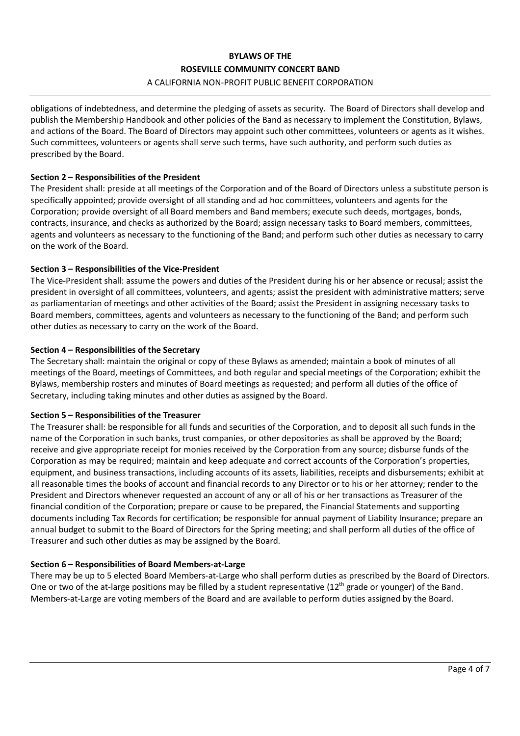obligations of indebtedness, and determine the pledging of assets as security. The Board of Directors shall develop and publish the Membership Handbook and other policies of the Band as necessary to implement the Constitution, Bylaws, and actions of the Board. The Board of Directors may appoint such other committees, volunteers or agents as it wishes. Such committees, volunteers or agents shall serve such terms, have such authority, and perform such duties as prescribed by the Board.

**Section 2 – Responsibilities of the President**

The President shall: preside at all meetings of the Corporation and of the Board of Directors unless a substitute person is specifically appointed; provide oversight of all standing and ad hoc committees, volunteers and agents for the Corporation; provide oversight of all Board members and Band members; execute such deeds, mortgages, bonds, contracts, insurance, and checks as authorized by the Board; assign necessary tasks to Board members, committees, agents and volunteers as necessary to the functioning of the Band; and perform such other duties as necessary to carry on the work of the Board.

**Section 3 – Responsibilities of the Vice-President**

The Vice-President shall: assume the powers and duties of the President during his or her absence or recusal; assist the president in oversight of all committees, volunteers, and agents; assist the president with administrative matters; serve as parliamentarian of meetings and other activities of the Board; assist the President in assigning necessary tasks to Board members, committees, agents and volunteers as necessary to the functioning of the Band; and perform such other duties as necessary to carry on the work of the Board.

**Section 4 – Responsibilities of the Secretary**

The Secretary shall: maintain the original or copy of these Bylaws as amended; maintain a book of minutes of all meetings of the Board, meetings of Committees, and both regular and special meetings of the Corporation; exhibit the Bylaws, membership rosters and minutes of Board meetings as requested; and perform all duties of the office of Secretary, including taking minutes and other duties as assigned by the Board.

**Section 5 – Responsibilities of the Treasurer**

The Treasurer shall: be responsible for all funds and securities of the Corporation, and to deposit all such funds in the name of the Corporation in such banks, trust companies, or other depositories as shall be approved by the Board; receive and give appropriate receipt for monies received by the Corporation from any source; disburse funds of the Corporation as may be required; maintain and keep adequate and correct accounts of the Corporation's properties, equipment, and business transactions, including accounts of its assets, liabilities, receipts and disbursements; exhibit at all reasonable times the books of account and financial records to any Director or to his or her attorney; render to the President and Directors whenever requested an account of any or all of his or her transactions as Treasurer of the financial condition of the Corporation; prepare or cause to be prepared, the Financial Statements and supporting documents including Tax Records for certification; be responsible for annual payment of Liability Insurance; prepare an annual budget to submit to the Board of Directors for the Spring meeting; and shall perform all duties of the office of Treasurer and such other duties as may be assigned by the Board.

**Section 6 – Responsibilities of Board Members-at-Large**

There may be up to 5 elected Board Members-at-Large who shall perform duties as prescribed by the Board of Directors. One or two of the at-large positions may be filled by a student representative ($12^{th}$ grade or younger) of the Band. Members-at-Large are voting members of the Board and are available to perform duties assigned by the Board.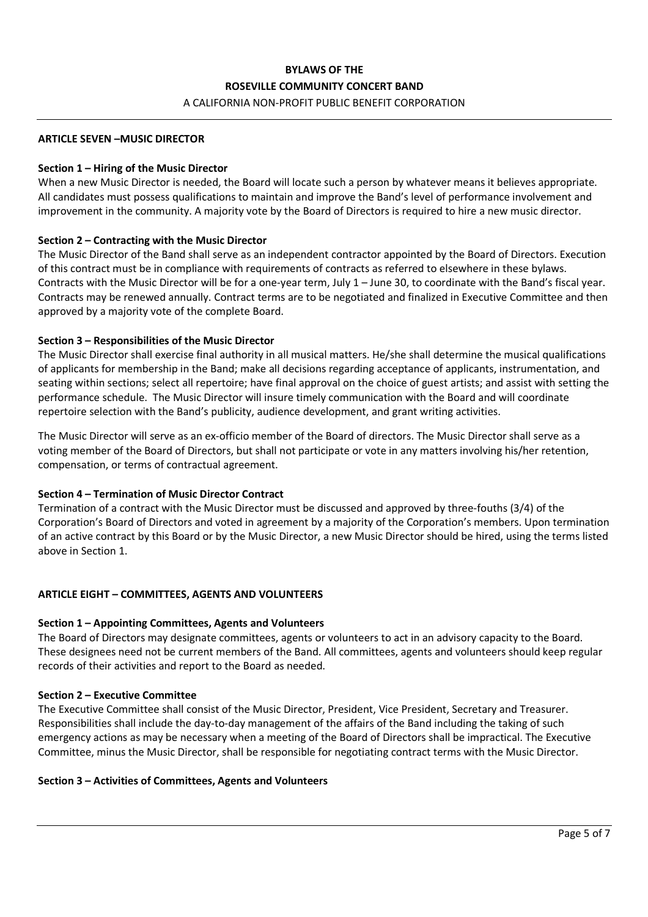## ARTICLE SEVEN –MUSIC DIRECTOR

### Section 1 – Hiring of the Music Director

When a new Music Director is needed, the Board will locate such a person by whatever means it believes appropriate. All candidates must possess qualifications to maintain and improve the Band's level of performance involvement and improvement in the community. A majority vote by the Board of Directors is required to hire a new music director.

### Section 2 – Contracting with the Music Director

The Music Director of the Band shall serve as an independent contractor appointed by the Board of Directors. Execution of this contract must be in compliance with requirements of contracts as referred to elsewhere in these bylaws. Contracts with the Music Director will be for a one-year term, July 1 – June 30, to coordinate with the Band's fiscal year. Contracts may be renewed annually. Contract terms are to be negotiated and finalized in Executive Committee and then approved by a majority vote of the complete Board.

### Section 3 – Responsibilities of the Music Director

The Music Director shall exercise final authority in all musical matters. He/she shall determine the musical qualifications of applicants for membership in the Band; make all decisions regarding acceptance of applicants, instrumentation, and seating within sections; select all repertoire; have final approval on the choice of guest artists; and assist with setting the performance schedule. The Music Director will insure timely communication with the Board and will coordinate repertoire selection with the Band's publicity, audience development, and grant writing activities.

The Music Director will serve as an ex-officio member of the Board of directors. The Music Director shall serve as a voting member of the Board of Directors, but shall not participate or vote in any matters involving his/her retention, compensation, or terms of contractual agreement.

### Section 4 – Termination of Music Director Contract

Termination of a contract with the Music Director must be discussed and approved by three-fouths (3/4) of the Corporation's Board of Directors and voted in agreement by a majority of the Corporation's members. Upon termination of an active contract by this Board or by the Music Director, a new Music Director should be hired, using the terms listed above in Section 1.

## ARTICLE EIGHT – COMMITTEES, AGENTS AND VOLUNTEERS

### Section 1 – Appointing Committees, Agents and Volunteers

The Board of Directors may designate committees, agents or volunteers to act in an advisory capacity to the Board. These designees need not be current members of the Band. All committees, agents and volunteers should keep regular records of their activities and report to the Board as needed.

### Section 2 – Executive Committee

The Executive Committee shall consist of the Music Director, President, Vice President, Secretary and Treasurer. Responsibilities shall include the day-to-day management of the affairs of the Band including the taking of such emergency actions as may be necessary when a meeting of the Board of Directors shall be impractical. The Executive Committee, minus the Music Director, shall be responsible for negotiating contract terms with the Music Director.

### Section 3 – Activities of Committees, Agents and Volunteers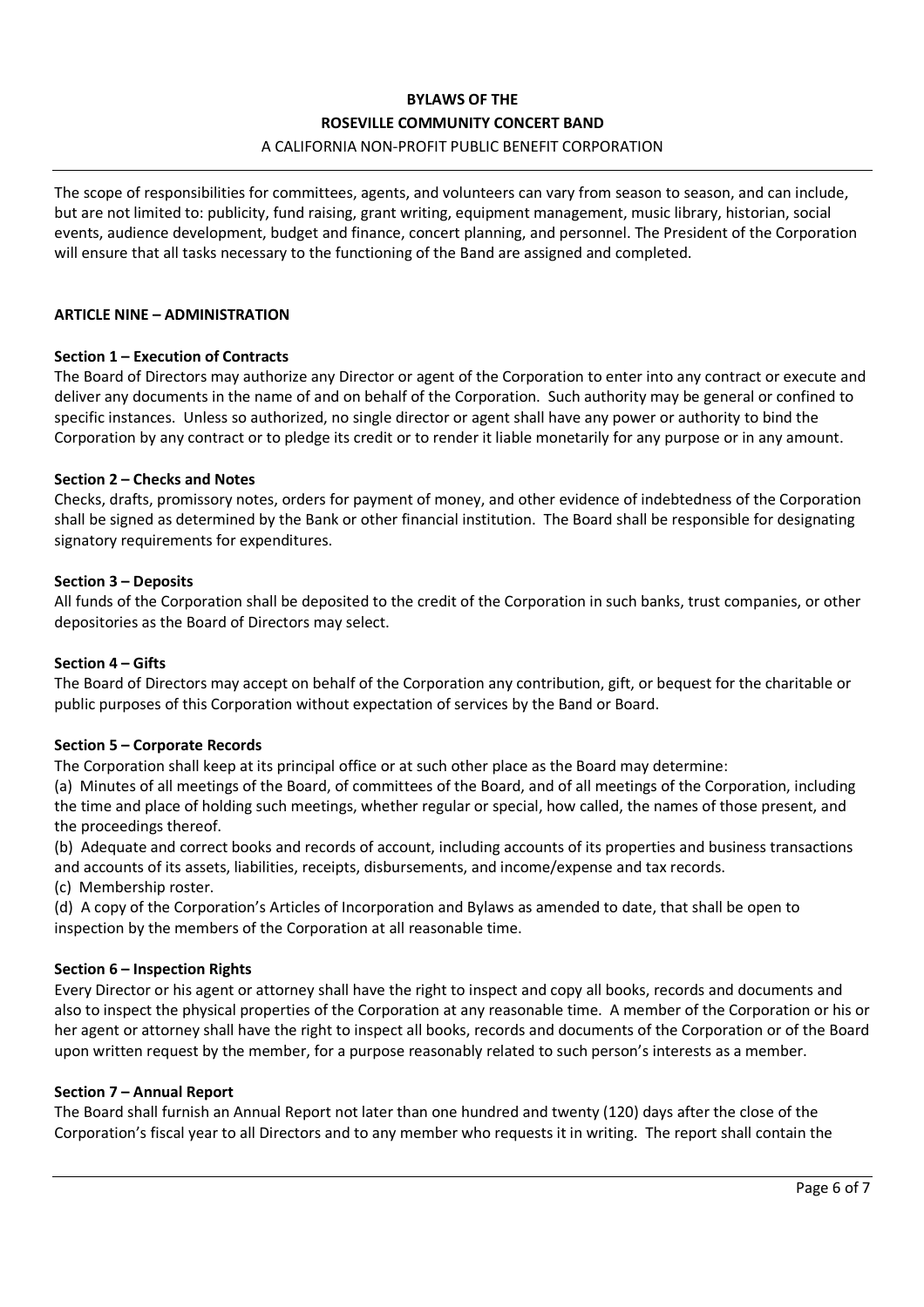The scope of responsibilities for committees, agents, and volunteers can vary from season to season, and can include, but are not limited to: publicity, fund raising, grant writing, equipment management, music library, historian, social events, audience development, budget and finance, concert planning, and personnel. The President of the Corporation will ensure that all tasks necessary to the functioning of the Band are assigned and completed.

## ARTICLE NINE – ADMINISTRATION

### Section 1 – Execution of Contracts

The Board of Directors may authorize any Director or agent of the Corporation to enter into any contract or execute and deliver any documents in the name of and on behalf of the Corporation. Such authority may be general or confined to specific instances. Unless so authorized, no single director or agent shall have any power or authority to bind the Corporation by any contract or to pledge its credit or to render it liable monetarily for any purpose or in any amount.

### Section 2 – Checks and Notes

Checks, drafts, promissory notes, orders for payment of money, and other evidence of indebtedness of the Corporation shall be signed as determined by the Bank or other financial institution. The Board shall be responsible for designating signatory requirements for expenditures.

### Section 3 – Deposits

All funds of the Corporation shall be deposited to the credit of the Corporation in such banks, trust companies, or other depositories as the Board of Directors may select.

### Section 4 – Gifts

The Board of Directors may accept on behalf of the Corporation any contribution, gift, or bequest for the charitable or public purposes of this Corporation without expectation of services by the Band or Board.

### Section 5 – Corporate Records

The Corporation shall keep at its principal office or at such other place as the Board may determine:

(a) Minutes of all meetings of the Board, of committees of the Board, and of all meetings of the Corporation, including the time and place of holding such meetings, whether regular or special, how called, the names of those present, and the proceedings thereof.

(b) Adequate and correct books and records of account, including accounts of its properties and business transactions and accounts of its assets, liabilities, receipts, disbursements, and income/expense and tax records.

(c) Membership roster.

(d) A copy of the Corporation's Articles of Incorporation and Bylaws as amended to date, that shall be open to inspection by the members of the Corporation at all reasonable time.

### Section 6 – Inspection Rights

Every Director or his agent or attorney shall have the right to inspect and copy all books, records and documents and also to inspect the physical properties of the Corporation at any reasonable time. A member of the Corporation or his or her agent or attorney shall have the right to inspect all books, records and documents of the Corporation or of the Board upon written request by the member, for a purpose reasonably related to such person's interests as a member.

### Section 7 – Annual Report

The Board shall furnish an Annual Report not later than one hundred and twenty (120) days after the close of the Corporation's fiscal year to all Directors and to any member who requests it in writing. The report shall contain the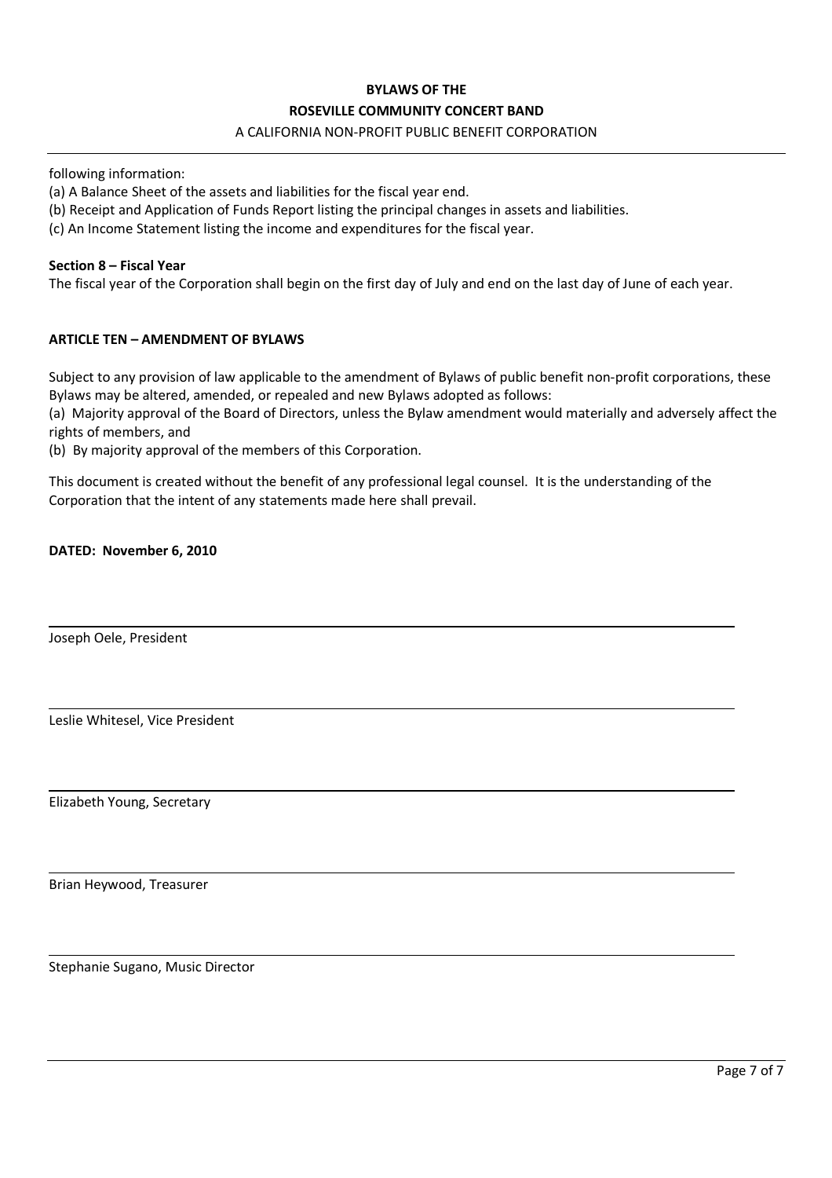following information:

(a) A Balance Sheet of the assets and liabilities for the fiscal year end.

(b) Receipt and Application of Funds Report listing the principal changes in assets and liabilities.

(c) An Income Statement listing the income and expenditures for the fiscal year.

**Section 8 – Fiscal Year**

The fiscal year of the Corporation shall begin on the first day of July and end on the last day of June of each year.

**ARTICLE TEN – AMENDMENT OF BYLAWS**

Subject to any provision of law applicable to the amendment of Bylaws of public benefit non-profit corporations, these Bylaws may be altered, amended, or repealed and new Bylaws adopted as follows:

(a) Majority approval of the Board of Directors, unless the Bylaw amendment would materially and adversely affect the rights of members, and

(b) By majority approval of the members of this Corporation.

This document is created without the benefit of any professional legal counsel. It is the understanding of the Corporation that the intent of any statements made here shall prevail.

**DATED: November 6, 2010**

Joseph Oele, President

Leslie Whitesel, Vice President

Elizabeth Young, Secretary

Brian Heywood, Treasurer

Stephanie Sugano, Music Director